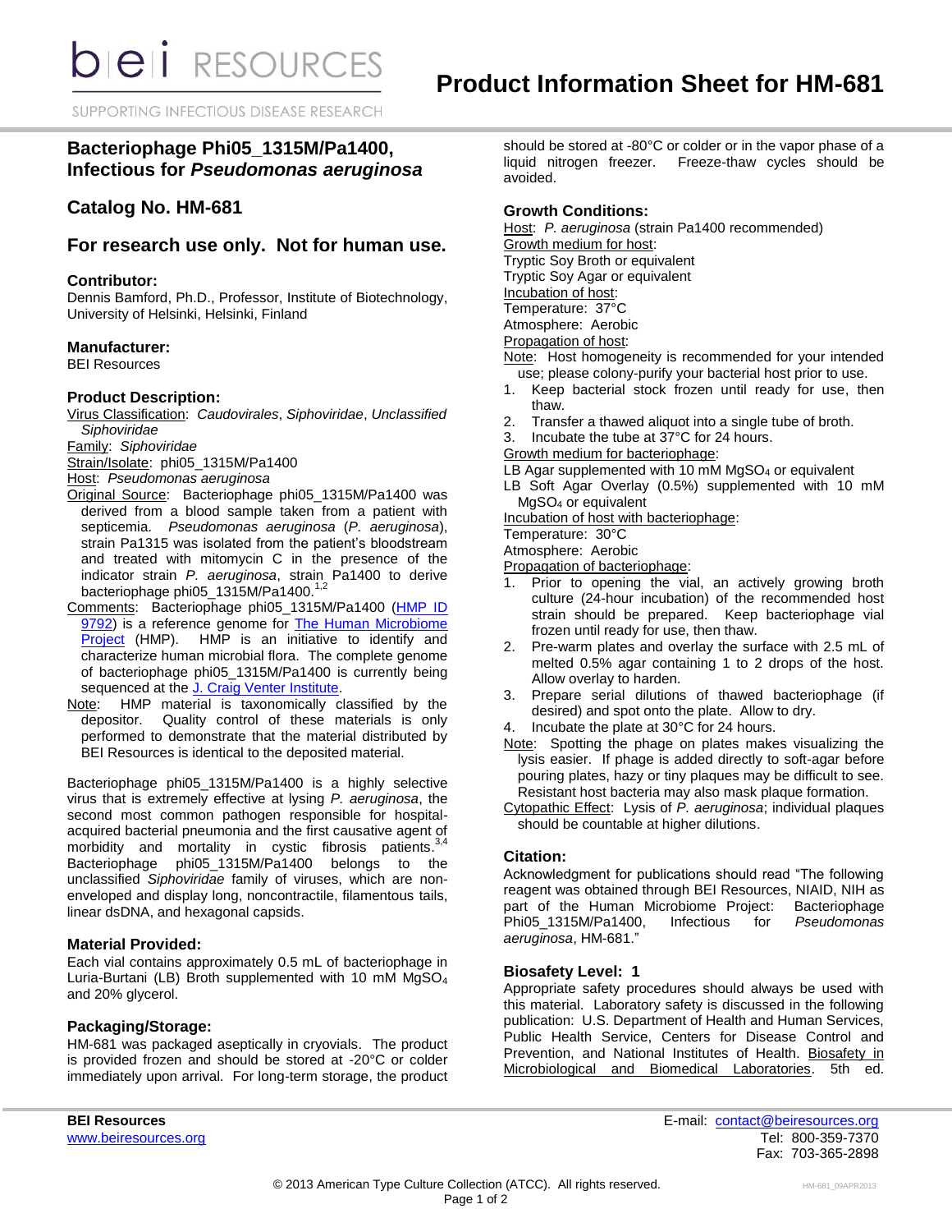# Product Information Sheet for HM-681

## Bacteriophage Phi05_1315M/Pa1400, Infectious for *Pseudomonas aeruginosa*

## Catalog No. HM-681

## For research use only. Not for human use.

### Contributor:

Dennis Bamford, Ph.D., Professor, Institute of Biotechnology, University of Helsinki, Helsinki, Finland

### Manufacturer:

BEI Resources

### Product Description:

Virus Classification: *Caudovirales*, *Siphoviridae*, *Unclassified Siphoviridae*

Family: *Siphoviridae*

Strain/Isolate: phi05_1315M/Pa1400

Host: *Pseudomonas aeruginosa*

Original Source: Bacteriophage phi05_1315M/Pa1400 was derived from a blood sample taken from a patient with septicemia. *Pseudomonas aeruginosa* (*P. aeruginosa*), strain Pa1315 was isolated from the patient's bloodstream and treated with mitomycin C in the presence of the indicator strain *P. aeruginosa*, strain Pa1400 to derive bacteriophage phi05_1315M/Pa1400.[1,2]

Comments: Bacteriophage phi05_1315M/Pa1400 (HMP ID 9792) is a reference genome for The Human Microbiome Project (HMP). HMP is an initiative to identify and characterize human microbial flora. The complete genome of bacteriophage phi05_1315M/Pa1400 is currently being sequenced at the J. Craig Venter Institute.

Note: HMP material is taxonomically classified by the depositor. Quality control of these materials is only performed to demonstrate that the material distributed by BEI Resources is identical to the deposited material.

Bacteriophage phi05_1315M/Pa1400 is a highly selective virus that is extremely effective at lysing *P. aeruginosa*, the second most common pathogen responsible for hospital-acquired bacterial pneumonia and the first causative agent of morbidity and mortality in cystic fibrosis patients.[3,4] Bacteriophage phi05_1315M/Pa1400 belongs to the unclassified *Siphoviridae* family of viruses, which are non-enveloped and display long, noncontractile, filamentous tails, linear dsDNA, and hexagonal capsids.

### Material Provided:

Each vial contains approximately 0.5 mL of bacteriophage in Luria-Burtani (LB) Broth supplemented with 10 mM $MgSO_4$ and 20% glycerol.

### Packaging/Storage:

HM-681 was packaged aseptically in cryovials. The product is provided frozen and should be stored at -20°C or colder immediately upon arrival. For long-term storage, the product should be stored at -80°C or colder or in the vapor phase of a liquid nitrogen freezer. Freeze-thaw cycles should be avoided.

### Growth Conditions:

Host: *P. aeruginosa* (strain Pa1400 recommended)

Growth medium for host:
Tryptic Soy Broth or equivalent
Tryptic Soy Agar or equivalent

Incubation of host:
Temperature: 37°C
Atmosphere: Aerobic

Propagation of host:

Note: Host homogeneity is recommended for your intended use; please colony-purify your bacterial host prior to use.

1. Keep bacterial stock frozen until ready for use, then thaw.
2. Transfer a thawed aliquot into a single tube of broth.
3. Incubate the tube at 37°C for 24 hours.

Growth medium for bacteriophage:
LB Agar supplemented with 10 mM $MgSO_4$ or equivalent
LB Soft Agar Overlay (0.5%) supplemented with 10 mM $MgSO_4$ or equivalent

Incubation of host with bacteriophage:
Temperature: 30°C
Atmosphere: Aerobic

Propagation of bacteriophage:

1. Prior to opening the vial, an actively growing broth culture (24-hour incubation) of the recommended host strain should be prepared. Keep bacteriophage vial frozen until ready for use, then thaw.
2. Pre-warm plates and overlay the surface with 2.5 mL of melted 0.5% agar containing 1 to 2 drops of the host. Allow overlay to harden.
3. Prepare serial dilutions of thawed bacteriophage (if desired) and spot onto the plate. Allow to dry.
4. Incubate the plate at 30°C for 24 hours.

Note: Spotting the phage on plates makes visualizing the lysis easier. If phage is added directly to soft-agar before pouring plates, hazy or tiny plaques may be difficult to see. Resistant host bacteria may also mask plaque formation.

Cytopathic Effect: Lysis of *P. aeruginosa*; individual plaques should be countable at higher dilutions.

### Citation:

Acknowledgment for publications should read "The following reagent was obtained through BEI Resources, NIAID, NIH as part of the Human Microbiome Project: Bacteriophage Phi05_1315M/Pa1400, Infectious for *Pseudomonas aeruginosa*, HM-681."

### Biosafety Level: 1

Appropriate safety procedures should always be used with this material. Laboratory safety is discussed in the following publication: U.S. Department of Health and Human Services, Public Health Service, Centers for Disease Control and Prevention, and National Institutes of Health. Biosafety in Microbiological and Biomedical Laboratories. 5th ed.

BEI Resources
www.beiresources.org

E-mail: contact@beiresources.org
Tel: 800-359-7370
Fax: 703-365-2898

© 2013 American Type Culture Collection (ATCC). All rights reserved.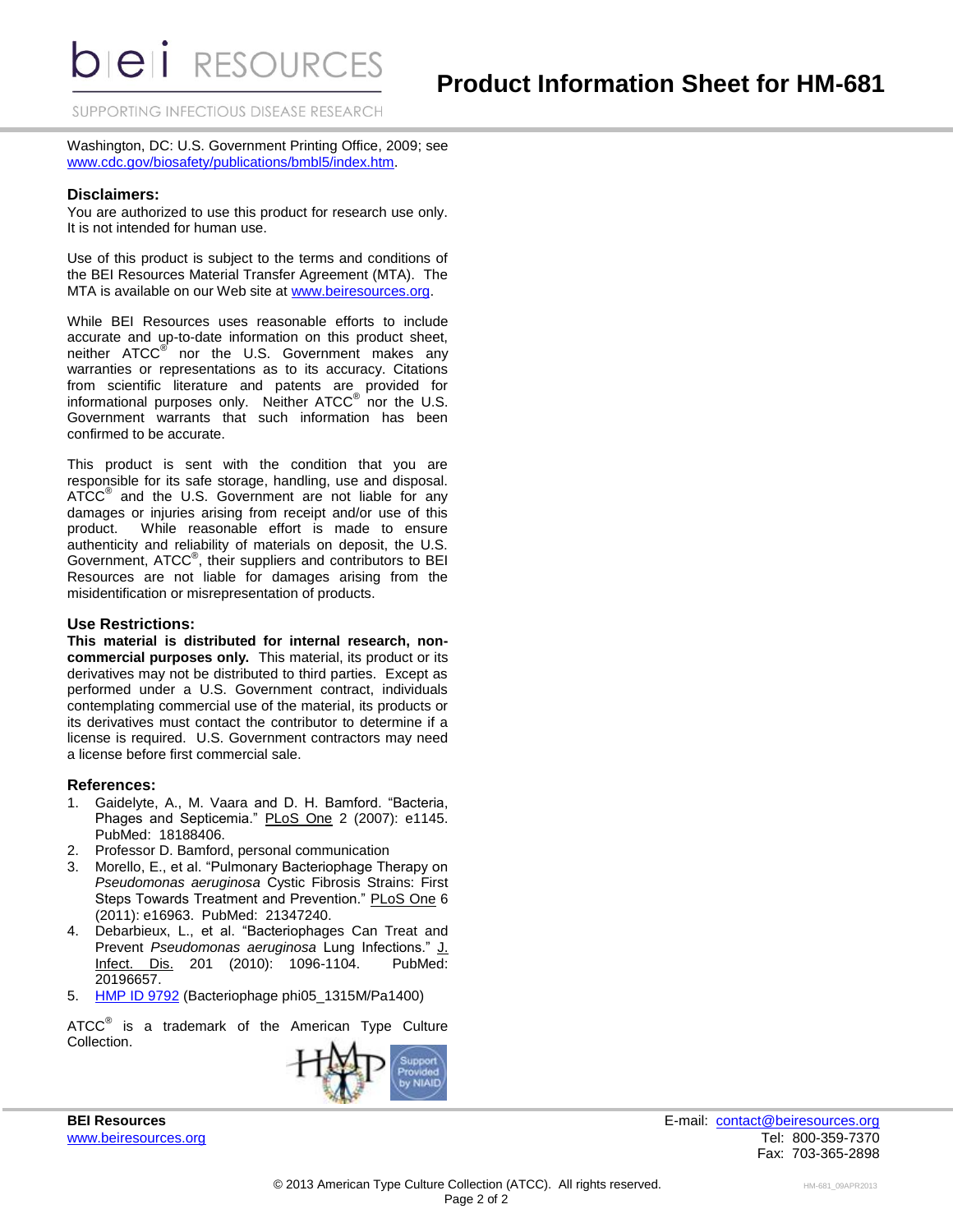Washington, DC: U.S. Government Printing Office, 2009; see www.cdc.gov/biosafety/publications/bmbl5/index.htm.

### Disclaimers:

You are authorized to use this product for research use only. It is not intended for human use.

Use of this product is subject to the terms and conditions of the BEI Resources Material Transfer Agreement (MTA). The MTA is available on our Web site at www.beiresources.org.

While BEI Resources uses reasonable efforts to include accurate and up-to-date information on this product sheet, neither ATCC® nor the U.S. Government makes any warranties or representations as to its accuracy. Citations from scientific literature and patents are provided for informational purposes only. Neither ATCC® nor the U.S. Government warrants that such information has been confirmed to be accurate.

This product is sent with the condition that you are responsible for its safe storage, handling, use and disposal. ATCC® and the U.S. Government are not liable for any damages or injuries arising from receipt and/or use of this product. While reasonable effort is made to ensure authenticity and reliability of materials on deposit, the U.S. Government, ATCC®, their suppliers and contributors to BEI Resources are not liable for damages arising from the misidentification or misrepresentation of products.

### Use Restrictions:

**This material is distributed for internal research, non-commercial purposes only.** This material, its product or its derivatives may not be distributed to third parties. Except as performed under a U.S. Government contract, individuals contemplating commercial use of the material, its products or its derivatives must contact the contributor to determine if a license is required. U.S. Government contractors may need a license before first commercial sale.

### References:

1. Gaidelyte, A., M. Vaara and D. H. Bamford. "Bacteria, Phages and Septicemia." PLoS One 2 (2007): e1145. PubMed: 18188406.
2. Professor D. Bamford, personal communication
3. Morello, E., et al. "Pulmonary Bacteriophage Therapy on *Pseudomonas aeruginosa* Cystic Fibrosis Strains: First Steps Towards Treatment and Prevention." PLoS One 6 (2011): e16963. PubMed: 21347240.
4. Debarbieux, L., et al. "Bacteriophages Can Treat and Prevent *Pseudomonas aeruginosa* Lung Infections." J. Infect. Dis. 201 (2010): 1096-1104. PubMed: 20196657.
5. HMP ID 9792 (Bacteriophage phi05_1315M/Pa1400)

ATCC® is a trademark of the American Type Culture Collection.

**BEI Resources**
www.beiresources.org

E-mail: contact@beiresources.org
Tel: 800-359-7370
Fax: 703-365-2898

© 2013 American Type Culture Collection (ATCC). All rights reserved.

HM-681_09APR2013